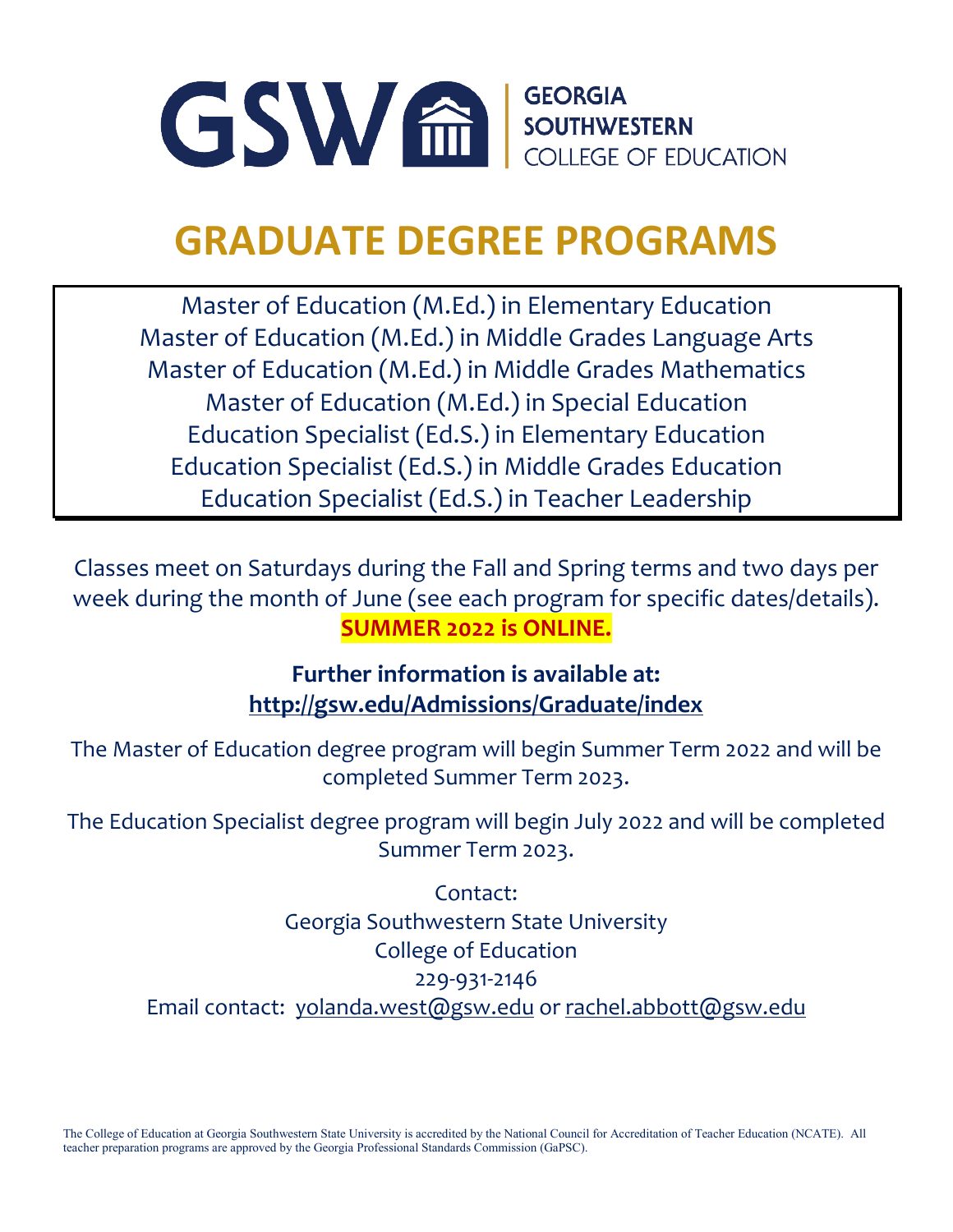GSW GEORGIA SOUTHWESTERN COLLEGE OF EDUCATION

# GRADUATE DEGREE PROGRAMS

Master of Education (M.Ed.) in Elementary Education
Master of Education (M.Ed.) in Middle Grades Language Arts
Master of Education (M.Ed.) in Middle Grades Mathematics
Master of Education (M.Ed.) in Special Education
Education Specialist (Ed.S.) in Elementary Education
Education Specialist (Ed.S.) in Middle Grades Education
Education Specialist (Ed.S.) in Teacher Leadership

Classes meet on Saturdays during the Fall and Spring terms and two days per week during the month of June (see each program for specific dates/details).
**SUMMER 2022 is ONLINE.**

**Further information is available at:**
**http://gsw.edu/Admissions/Graduate/index**

The Master of Education degree program will begin Summer Term 2022 and will be completed Summer Term 2023.

The Education Specialist degree program will begin July 2022 and will be completed Summer Term 2023.

Contact:
Georgia Southwestern State University
College of Education
229-931-2146
Email contact: yolanda.west@gsw.edu or rachel.abbott@gsw.edu

The College of Education at Georgia Southwestern State University is accredited by the National Council for Accreditation of Teacher Education (NCATE). All teacher preparation programs are approved by the Georgia Professional Standards Commission (GaPSC).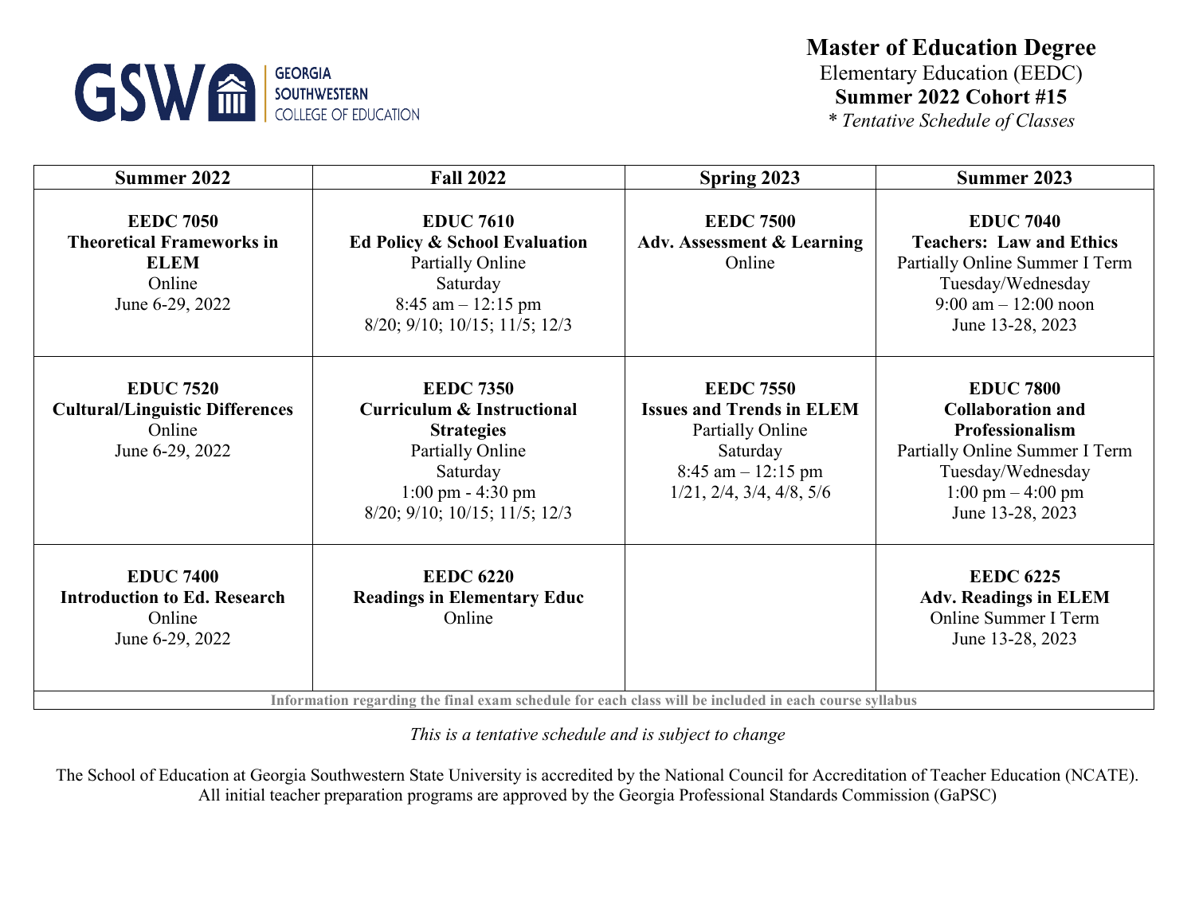GEORGIA SOUTHWESTERN COLLEGE OF EDUCATION

# Master of Education Degree

Elementary Education (EEDC)

**Summer 2022 Cohort #15**

*\* Tentative Schedule of Classes*

| Summer 2022 | Fall 2022 | Spring 2023 | Summer 2023 |
|---|---|---|---|
| **EEDC 7050**<br>**Theoretical Frameworks in ELEM**<br>Online<br>June 6-29, 2022 | **EDUC 7610**<br>**Ed Policy & School Evaluation**<br>Partially Online<br>Saturday<br>8:45 am – 12:15 pm<br>8/20; 9/10; 10/15; 11/5; 12/3 | **EEDC 7500**<br>**Adv. Assessment & Learning**<br>Online | **EDUC 7040**<br>**Teachers: Law and Ethics**<br>Partially Online Summer I Term<br>Tuesday/Wednesday<br>9:00 am – 12:00 noon<br>June 13-28, 2023 |
| **EDUC 7520**<br>**Cultural/Linguistic Differences**<br>Online<br>June 6-29, 2022 | **EEDC 7350**<br>**Curriculum & Instructional Strategies**<br>Partially Online<br>Saturday<br>1:00 pm - 4:30 pm<br>8/20; 9/10; 10/15; 11/5; 12/3 | **EEDC 7550**<br>**Issues and Trends in ELEM**<br>Partially Online<br>Saturday<br>8:45 am – 12:15 pm<br>1/21, 2/4, 3/4, 4/8, 5/6 | **EDUC 7800**<br>**Collaboration and Professionalism**<br>Partially Online Summer I Term<br>Tuesday/Wednesday<br>1:00 pm – 4:00 pm<br>June 13-28, 2023 |
| **EDUC 7400**<br>**Introduction to Ed. Research**<br>Online<br>June 6-29, 2022 | **EEDC 6220**<br>**Readings in Elementary Educ**<br>Online | | **EEDC 6225**<br>**Adv. Readings in ELEM**<br>Online Summer I Term<br>June 13-28, 2023 |
| **Information regarding the final exam schedule for each class will be included in each course syllabus** | | | |

*This is a tentative schedule and is subject to change*

The School of Education at Georgia Southwestern State University is accredited by the National Council for Accreditation of Teacher Education (NCATE). All initial teacher preparation programs are approved by the Georgia Professional Standards Commission (GaPSC)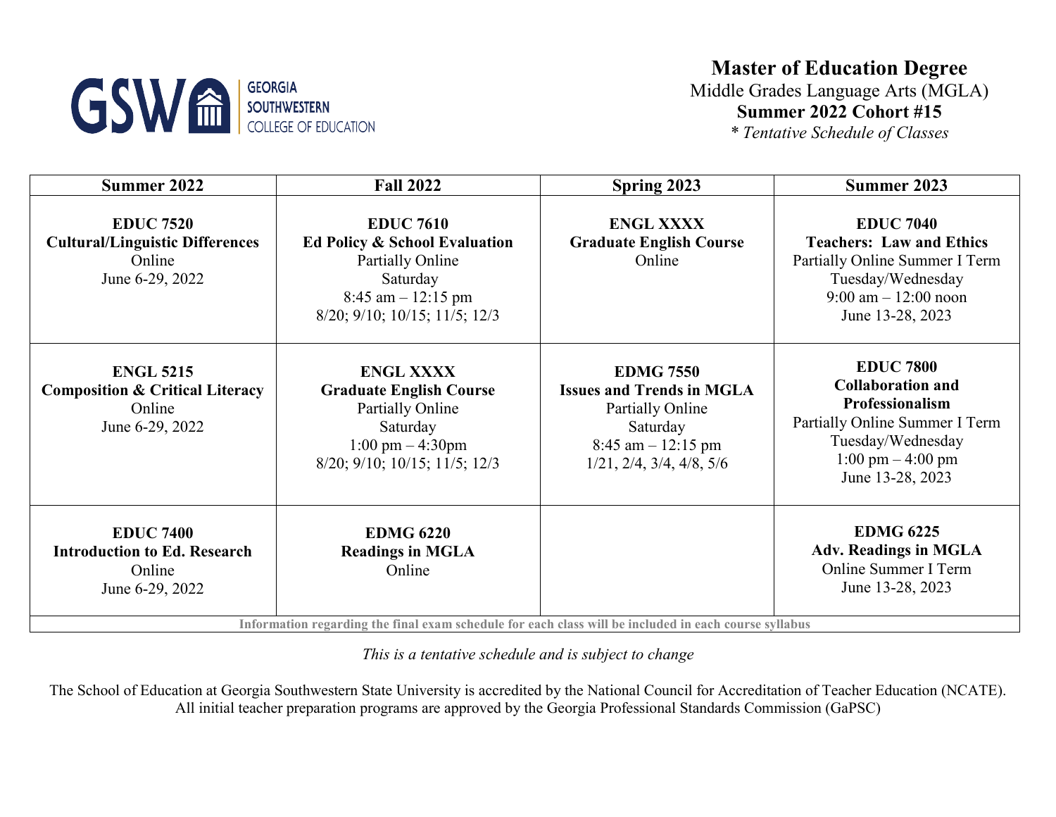GSW GEORGIA SOUTHWESTERN COLLEGE OF EDUCATION

# Master of Education Degree

Middle Grades Language Arts (MGLA)

**Summer 2022 Cohort #15**

*\* Tentative Schedule of Classes*

| Summer 2022 | Fall 2022 | Spring 2023 | Summer 2023 |
|---|---|---|---|
| **EDUC 7520**<br>**Cultural/Linguistic Differences**<br>Online<br>June 6-29, 2022 | **EDUC 7610**<br>**Ed Policy & School Evaluation**<br>Partially Online<br>Saturday<br>8:45 am – 12:15 pm<br>8/20; 9/10; 10/15; 11/5; 12/3 | **ENGL XXXX**<br>**Graduate English Course**<br>Online | **EDUC 7040**<br>**Teachers: Law and Ethics**<br>Partially Online Summer I Term<br>Tuesday/Wednesday<br>9:00 am – 12:00 noon<br>June 13-28, 2023 |
| **ENGL 5215**<br>**Composition & Critical Literacy**<br>Online<br>June 6-29, 2022 | **ENGL XXXX**<br>**Graduate English Course**<br>Partially Online<br>Saturday<br>1:00 pm – 4:30pm<br>8/20; 9/10; 10/15; 11/5; 12/3 | **EDMG 7550**<br>**Issues and Trends in MGLA**<br>Partially Online<br>Saturday<br>8:45 am – 12:15 pm<br>1/21, 2/4, 3/4, 4/8, 5/6 | **EDUC 7800**<br>**Collaboration and Professionalism**<br>Partially Online Summer I Term<br>Tuesday/Wednesday<br>1:00 pm – 4:00 pm<br>June 13-28, 2023 |
| **EDUC 7400**<br>**Introduction to Ed. Research**<br>Online<br>June 6-29, 2022 | **EDMG 6220**<br>**Readings in MGLA**<br>Online | | **EDMG 6225**<br>**Adv. Readings in MGLA**<br>Online Summer I Term<br>June 13-28, 2023 |
| **Information regarding the final exam schedule for each class will be included in each course syllabus** | | | |

*This is a tentative schedule and is subject to change*

The School of Education at Georgia Southwestern State University is accredited by the National Council for Accreditation of Teacher Education (NCATE). All initial teacher preparation programs are approved by the Georgia Professional Standards Commission (GaPSC)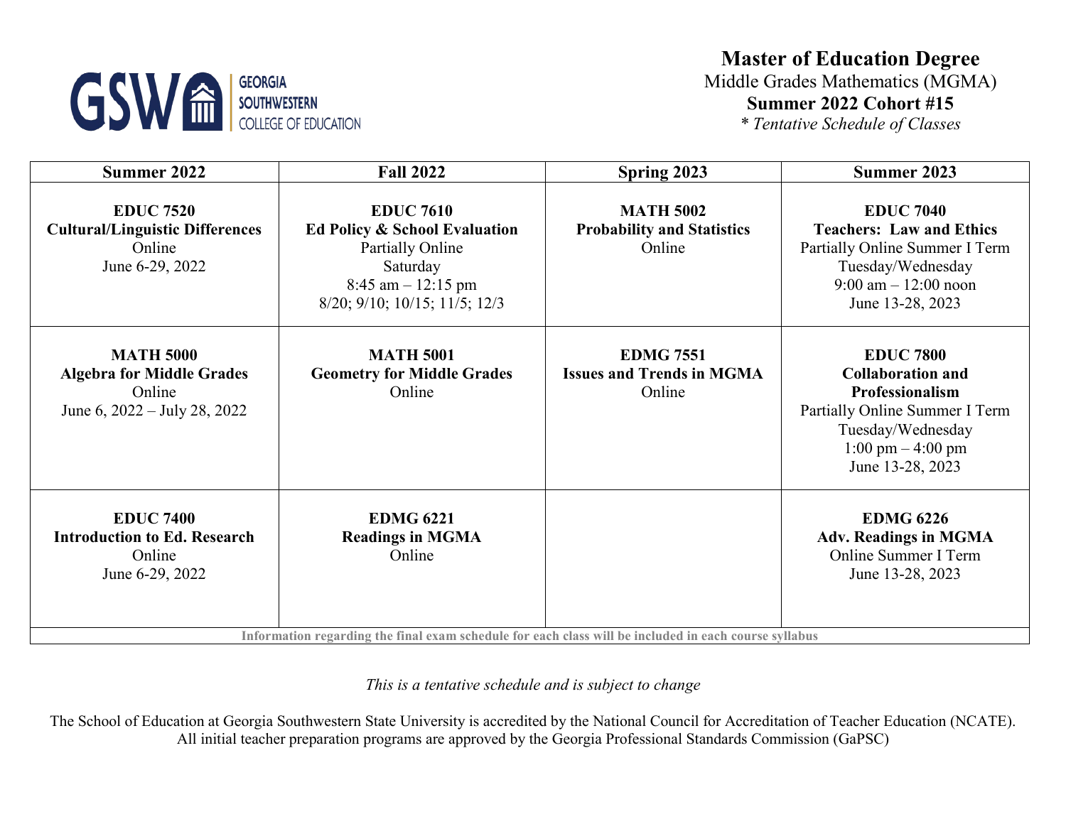GSW GEORGIA SOUTHWESTERN COLLEGE OF EDUCATION

# Master of Education Degree

Middle Grades Mathematics (MGMA)

**Summer 2022 Cohort #15**

*\* Tentative Schedule of Classes*

| Summer 2022 | Fall 2022 | Spring 2023 | Summer 2023 |
|---|---|---|---|
| **EDUC 7520**<br>**Cultural/Linguistic Differences**<br>Online<br>June 6-29, 2022 | **EDUC 7610**<br>**Ed Policy & School Evaluation**<br>Partially Online<br>Saturday<br>8:45 am – 12:15 pm<br>8/20; 9/10; 10/15; 11/5; 12/3 | **MATH 5002**<br>**Probability and Statistics**<br>Online | **EDUC 7040**<br>**Teachers: Law and Ethics**<br>Partially Online Summer I Term<br>Tuesday/Wednesday<br>9:00 am – 12:00 noon<br>June 13-28, 2023 |
| **MATH 5000**<br>**Algebra for Middle Grades**<br>Online<br>June 6, 2022 – July 28, 2022 | **MATH 5001**<br>**Geometry for Middle Grades**<br>Online | **EDMG 7551**<br>**Issues and Trends in MGMA**<br>Online | **EDUC 7800**<br>**Collaboration and Professionalism**<br>Partially Online Summer I Term<br>Tuesday/Wednesday<br>1:00 pm – 4:00 pm<br>June 13-28, 2023 |
| **EDUC 7400**<br>**Introduction to Ed. Research**<br>Online<br>June 6-29, 2022 | **EDMG 6221**<br>**Readings in MGMA**<br>Online | | **EDMG 6226**<br>**Adv. Readings in MGMA**<br>Online Summer I Term<br>June 13-28, 2023 |
| **Information regarding the final exam schedule for each class will be included in each course syllabus** | | | |

*This is a tentative schedule and is subject to change*

The School of Education at Georgia Southwestern State University is accredited by the National Council for Accreditation of Teacher Education (NCATE). All initial teacher preparation programs are approved by the Georgia Professional Standards Commission (GaPSC)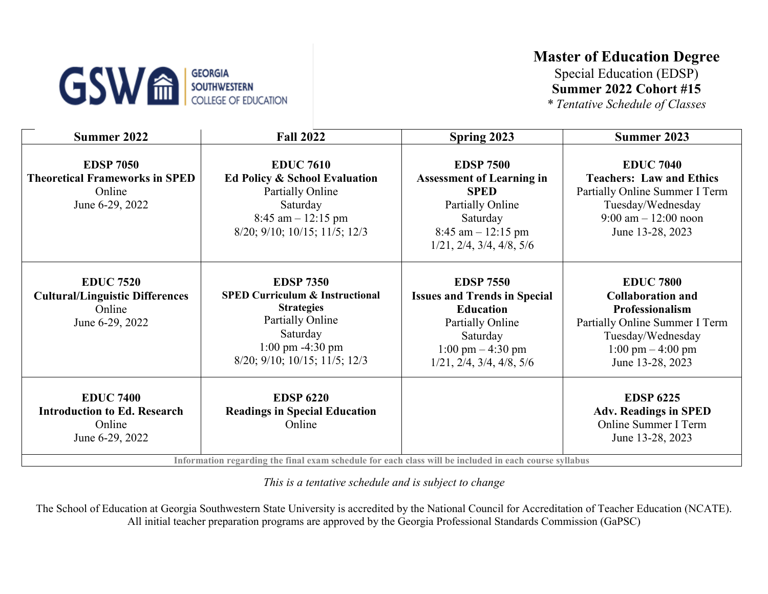GSW GEORGIA SOUTHWESTERN COLLEGE OF EDUCATION

# Master of Education Degree

Special Education (EDSP)

**Summer 2022 Cohort #15**

*\* Tentative Schedule of Classes*

| Summer 2022 | Fall 2022 | Spring 2023 | Summer 2023 |
|---|---|---|---|
| **EDSP 7050**<br>**Theoretical Frameworks in SPED**<br>Online<br>June 6-29, 2022 | **EDUC 7610**<br>**Ed Policy & School Evaluation**<br>Partially Online<br>Saturday<br>8:45 am – 12:15 pm<br>8/20; 9/10; 10/15; 11/5; 12/3 | **EDSP 7500**<br>**Assessment of Learning in SPED**<br>Partially Online<br>Saturday<br>8:45 am – 12:15 pm<br>1/21, 2/4, 3/4, 4/8, 5/6 | **EDUC 7040**<br>**Teachers: Law and Ethics**<br>Partially Online Summer I Term<br>Tuesday/Wednesday<br>9:00 am – 12:00 noon<br>June 13-28, 2023 |
| **EDUC 7520**<br>**Cultural/Linguistic Differences**<br>Online<br>June 6-29, 2022 | **EDSP 7350**<br>**SPED Curriculum & Instructional Strategies**<br>Partially Online<br>Saturday<br>1:00 pm -4:30 pm<br>8/20; 9/10; 10/15; 11/5; 12/3 | **EDSP 7550**<br>**Issues and Trends in Special Education**<br>Partially Online<br>Saturday<br>1:00 pm – 4:30 pm<br>1/21, 2/4, 3/4, 4/8, 5/6 | **EDUC 7800**<br>**Collaboration and Professionalism**<br>Partially Online Summer I Term<br>Tuesday/Wednesday<br>1:00 pm – 4:00 pm<br>June 13-28, 2023 |
| **EDUC 7400**<br>**Introduction to Ed. Research**<br>Online<br>June 6-29, 2022 | **EDSP 6220**<br>**Readings in Special Education**<br>Online | | **EDSP 6225**<br>**Adv. Readings in SPED**<br>Online Summer I Term<br>June 13-28, 2023 |
| **Information regarding the final exam schedule for each class will be included in each course syllabus** | | | |

*This is a tentative schedule and is subject to change*

The School of Education at Georgia Southwestern State University is accredited by the National Council for Accreditation of Teacher Education (NCATE). All initial teacher preparation programs are approved by the Georgia Professional Standards Commission (GaPSC)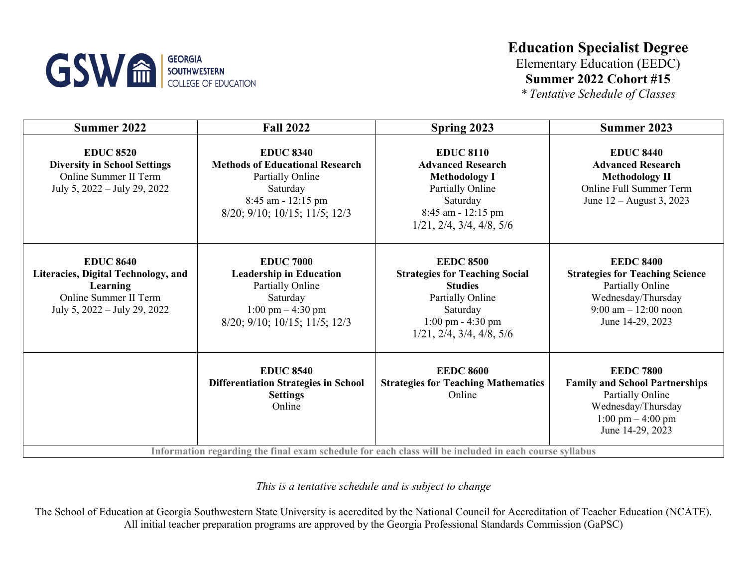GSW GEORGIA SOUTHWESTERN COLLEGE OF EDUCATION

# Education Specialist Degree

Elementary Education (EEDC)

**Summer 2022 Cohort #15**

*\* Tentative Schedule of Classes*

| Summer 2022 | Fall 2022 | Spring 2023 | Summer 2023 |
|---|---|---|---|
| **EDUC 8520**<br>**Diversity in School Settings**<br>Online Summer II Term<br>July 5, 2022 – July 29, 2022 | **EDUC 8340**<br>**Methods of Educational Research**<br>Partially Online<br>Saturday<br>8:45 am - 12:15 pm<br>8/20; 9/10; 10/15; 11/5; 12/3 | **EDUC 8110**<br>**Advanced Research Methodology I**<br>Partially Online<br>Saturday<br>8:45 am - 12:15 pm<br>1/21, 2/4, 3/4, 4/8, 5/6 | **EDUC 8440**<br>**Advanced Research Methodology II**<br>Online Full Summer Term<br>June 12 – August 3, 2023 |
| **EDUC 8640**<br>**Literacies, Digital Technology, and Learning**<br>Online Summer II Term<br>July 5, 2022 – July 29, 2022 | **EDUC 7000**<br>**Leadership in Education**<br>Partially Online<br>Saturday<br>1:00 pm – 4:30 pm<br>8/20; 9/10; 10/15; 11/5; 12/3 | **EEDC 8500**<br>**Strategies for Teaching Social Studies**<br>Partially Online<br>Saturday<br>1:00 pm - 4:30 pm<br>1/21, 2/4, 3/4, 4/8, 5/6 | **EEDC 8400**<br>**Strategies for Teaching Science**<br>Partially Online<br>Wednesday/Thursday<br>9:00 am – 12:00 noon<br>June 14-29, 2023 |
| | **EDUC 8540**<br>**Differentiation Strategies in School Settings**<br>Online | **EEDC 8600**<br>**Strategies for Teaching Mathematics**<br>Online | **EEDC 7800**<br>**Family and School Partnerships**<br>Partially Online<br>Wednesday/Thursday<br>1:00 pm – 4:00 pm<br>June 14-29, 2023 |
| **Information regarding the final exam schedule for each class will be included in each course syllabus** | | | |

*This is a tentative schedule and is subject to change*

The School of Education at Georgia Southwestern State University is accredited by the National Council for Accreditation of Teacher Education (NCATE). All initial teacher preparation programs are approved by the Georgia Professional Standards Commission (GaPSC)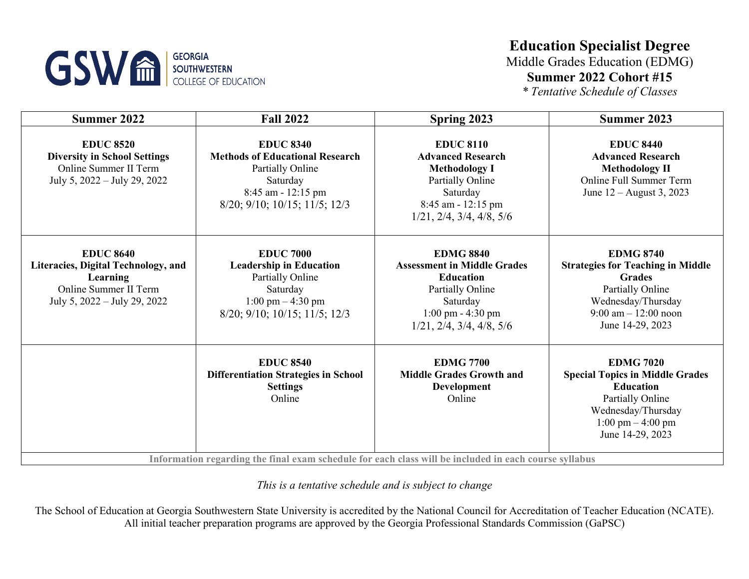GSW GEORGIA SOUTHWESTERN COLLEGE OF EDUCATION

# Education Specialist Degree

Middle Grades Education (EDMG)

**Summer 2022 Cohort #15**

*\* Tentative Schedule of Classes*

| Summer 2022 | Fall 2022 | Spring 2023 | Summer 2023 |
|---|---|---|---|
| **EDUC 8520** **Diversity in School Settings** Online Summer II Term July 5, 2022 – July 29, 2022 | **EDUC 8340** **Methods of Educational Research** Partially Online Saturday 8:45 am - 12:15 pm 8/20; 9/10; 10/15; 11/5; 12/3 | **EDUC 8110** **Advanced Research Methodology I** Partially Online Saturday 8:45 am - 12:15 pm 1/21, 2/4, 3/4, 4/8, 5/6 | **EDUC 8440** **Advanced Research Methodology II** Online Full Summer Term June 12 – August 3, 2023 |
| **EDUC 8640** **Literacies, Digital Technology, and Learning** Online Summer II Term July 5, 2022 – July 29, 2022 | **EDUC 7000** **Leadership in Education** Partially Online Saturday 1:00 pm – 4:30 pm 8/20; 9/10; 10/15; 11/5; 12/3 | **EDMG 8840** **Assessment in Middle Grades Education** Partially Online Saturday 1:00 pm - 4:30 pm 1/21, 2/4, 3/4, 4/8, 5/6 | **EDMG 8740** **Strategies for Teaching in Middle Grades** Partially Online Wednesday/Thursday 9:00 am – 12:00 noon June 14-29, 2023 |
| | **EDUC 8540** **Differentiation Strategies in School Settings** Online | **EDMG 7700** **Middle Grades Growth and Development** Online | **EDMG 7020** **Special Topics in Middle Grades Education** Partially Online Wednesday/Thursday 1:00 pm – 4:00 pm June 14-29, 2023 |
| **Information regarding the final exam schedule for each class will be included in each course syllabus** | | | |

*This is a tentative schedule and is subject to change*

The School of Education at Georgia Southwestern State University is accredited by the National Council for Accreditation of Teacher Education (NCATE). All initial teacher preparation programs are approved by the Georgia Professional Standards Commission (GaPSC)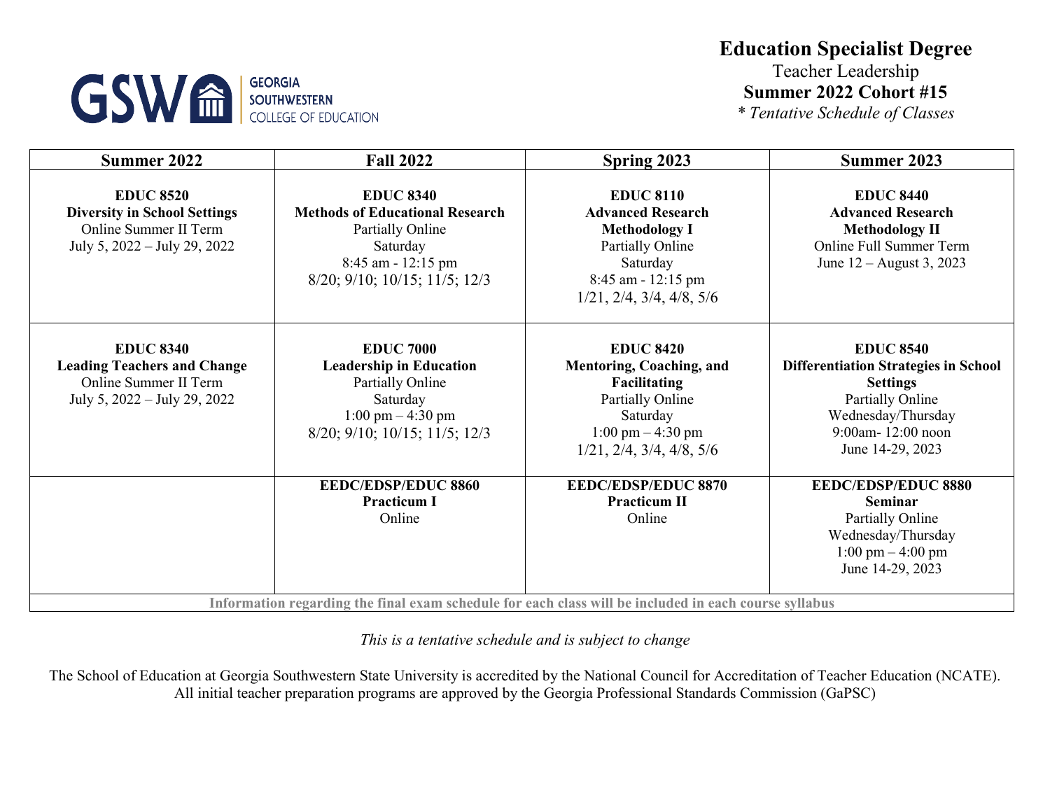GSW GEORGIA SOUTHWESTERN COLLEGE OF EDUCATION

# Education Specialist Degree

Teacher Leadership

**Summer 2022 Cohort #15**

*\* Tentative Schedule of Classes*

| Summer 2022 | Fall 2022 | Spring 2023 | Summer 2023 |
|---|---|---|---|
| **EDUC 8520**<br>**Diversity in School Settings**<br>Online Summer II Term<br>July 5, 2022 – July 29, 2022 | **EDUC 8340**<br>**Methods of Educational Research**<br>Partially Online<br>Saturday<br>8:45 am - 12:15 pm<br>8/20; 9/10; 10/15; 11/5; 12/3 | **EDUC 8110**<br>**Advanced Research Methodology I**<br>Partially Online<br>Saturday<br>8:45 am - 12:15 pm<br>1/21, 2/4, 3/4, 4/8, 5/6 | **EDUC 8440**<br>**Advanced Research Methodology II**<br>Online Full Summer Term<br>June 12 – August 3, 2023 |
| **EDUC 8340**<br>**Leading Teachers and Change**<br>Online Summer II Term<br>July 5, 2022 – July 29, 2022 | **EDUC 7000**<br>**Leadership in Education**<br>Partially Online<br>Saturday<br>1:00 pm – 4:30 pm<br>8/20; 9/10; 10/15; 11/5; 12/3 | **EDUC 8420**<br>**Mentoring, Coaching, and Facilitating**<br>Partially Online<br>Saturday<br>1:00 pm – 4:30 pm<br>1/21, 2/4, 3/4, 4/8, 5/6 | **EDUC 8540**<br>**Differentiation Strategies in School Settings**<br>Partially Online<br>Wednesday/Thursday<br>9:00am- 12:00 noon<br>June 14-29, 2023 |
| | **EEDC/EDSP/EDUC 8860**<br>**Practicum I**<br>Online | **EEDC/EDSP/EDUC 8870**<br>**Practicum II**<br>Online | **EEDC/EDSP/EDUC 8880**<br>**Seminar**<br>Partially Online<br>Wednesday/Thursday<br>1:00 pm – 4:00 pm<br>June 14-29, 2023 |
| **Information regarding the final exam schedule for each class will be included in each course syllabus** | | | |

*This is a tentative schedule and is subject to change*

The School of Education at Georgia Southwestern State University is accredited by the National Council for Accreditation of Teacher Education (NCATE). All initial teacher preparation programs are approved by the Georgia Professional Standards Commission (GaPSC)